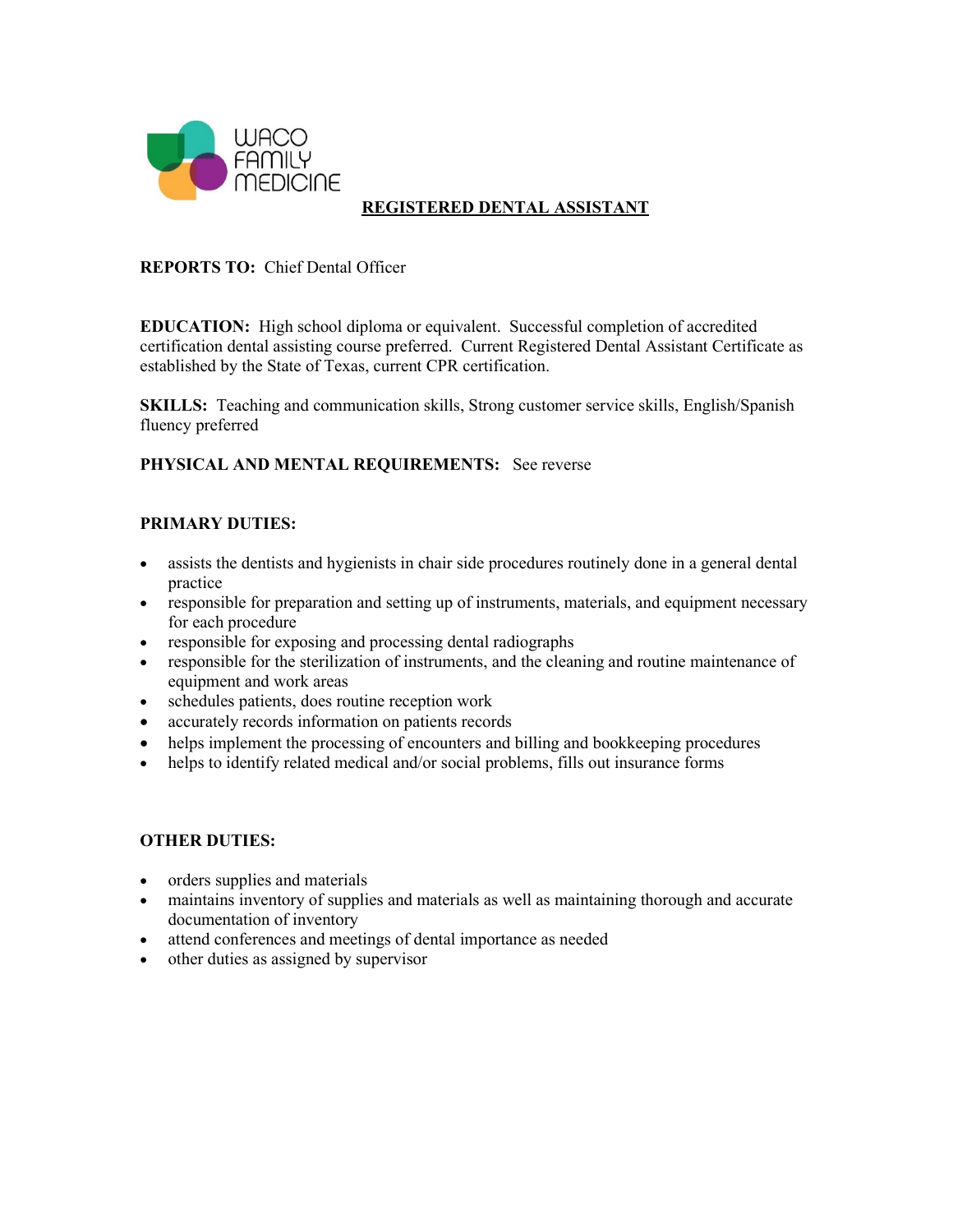WACO FAMILY MEDICINE

# REGISTERED DENTAL ASSISTANT

**REPORTS TO:** Chief Dental Officer

**EDUCATION:** High school diploma or equivalent. Successful completion of accredited certification dental assisting course preferred. Current Registered Dental Assistant Certificate as established by the State of Texas, current CPR certification.

**SKILLS:** Teaching and communication skills, Strong customer service skills, English/Spanish fluency preferred

**PHYSICAL AND MENTAL REQUIREMENTS:** See reverse

**PRIMARY DUTIES:**

- assists the dentists and hygienists in chair side procedures routinely done in a general dental practice
- responsible for preparation and setting up of instruments, materials, and equipment necessary for each procedure
- responsible for exposing and processing dental radiographs
- responsible for the sterilization of instruments, and the cleaning and routine maintenance of equipment and work areas
- schedules patients, does routine reception work
- accurately records information on patients records
- helps implement the processing of encounters and billing and bookkeeping procedures
- helps to identify related medical and/or social problems, fills out insurance forms

**OTHER DUTIES:**

- orders supplies and materials
- maintains inventory of supplies and materials as well as maintaining thorough and accurate documentation of inventory
- attend conferences and meetings of dental importance as needed
- other duties as assigned by supervisor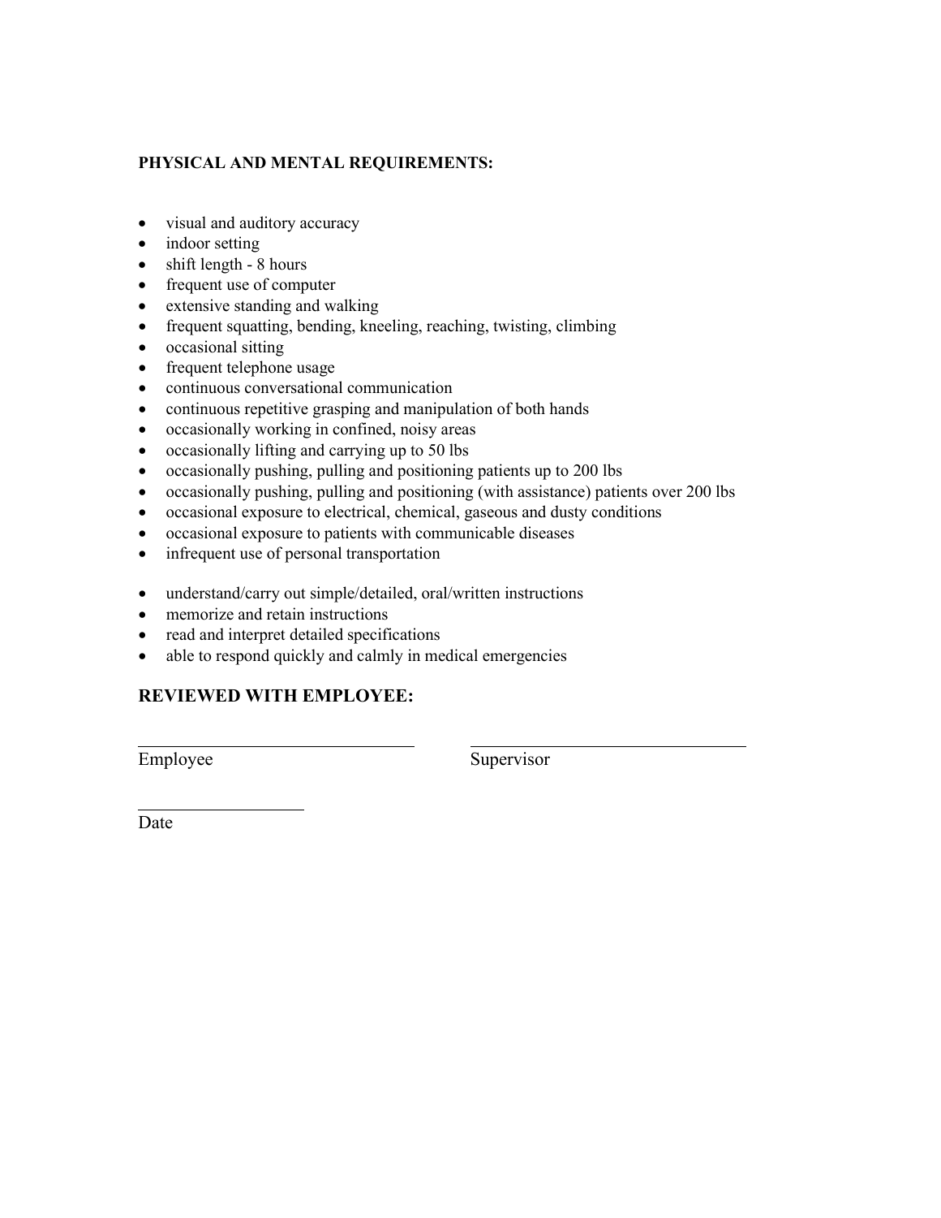**PHYSICAL AND MENTAL REQUIREMENTS:**

- visual and auditory accuracy
- indoor setting
- shift length - 8 hours
- frequent use of computer
- extensive standing and walking
- frequent squatting, bending, kneeling, reaching, twisting, climbing
- occasional sitting
- frequent telephone usage
- continuous conversational communication
- continuous repetitive grasping and manipulation of both hands
- occasionally working in confined, noisy areas
- occasionally lifting and carrying up to 50 lbs
- occasionally pushing, pulling and positioning patients up to 200 lbs
- occasionally pushing, pulling and positioning (with assistance) patients over 200 lbs
- occasional exposure to electrical, chemical, gaseous and dusty conditions
- occasional exposure to patients with communicable diseases
- infrequent use of personal transportation

- understand/carry out simple/detailed, oral/written instructions
- memorize and retain instructions
- read and interpret detailed specifications
- able to respond quickly and calmly in medical emergencies

## REVIEWED WITH EMPLOYEE:

______________________________ ______________________________
Employee Supervisor

__________________
Date